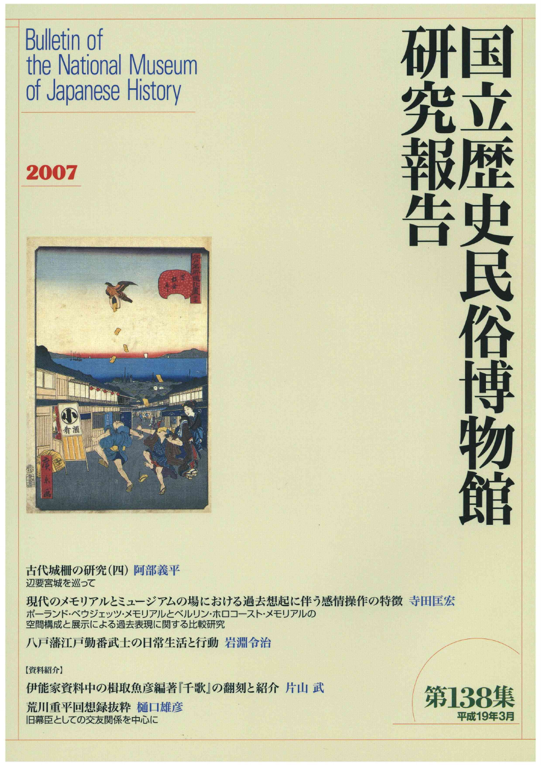# 国立歴史民俗博物館研究報告

Bulletin of the National Museum of Japanese History

2007

古代城柵の研究(四) 阿部義平
辺要宮城を巡って

現代のメモリアルとミュージアムの場における過去想起に伴う感情操作の特徴 寺田匡宏
ポーランド・ベウジェッツ・メモリアルとベルリン・ホロコースト・メモリアルの空間構成と展示による過去表現に関する比較研究

八戸藩江戸勤番武士の日常生活と行動 岩淵令治

【資料紹介】

伊能家資料中の楫取魚彦編著『千歌』の翻刻と紹介 片山 武

荒川重平回想録抜粋 樋口雄彦
旧幕臣としての交友関係を中心に

第138集
平成19年3月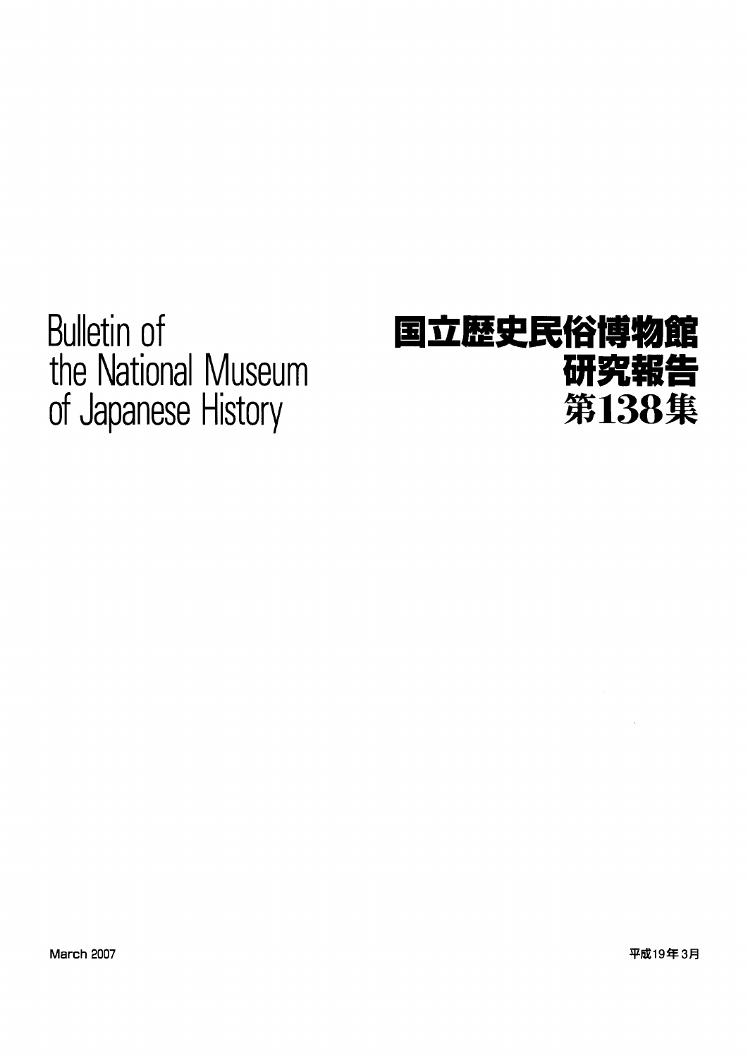# Bulletin of the National Museum of Japanese History

# 国立歴史民俗博物館研究報告 第138集

March 2007

平成19年3月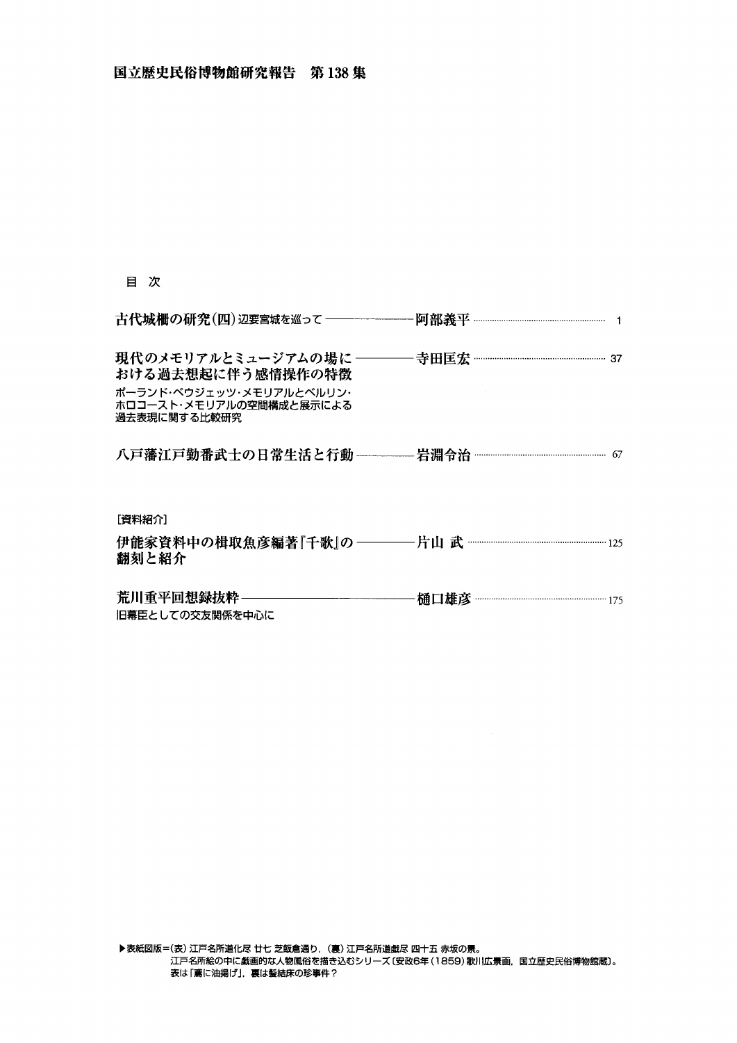# 国立歴史民俗博物館研究報告　第138集

## 目　次

古代城柵の研究(四) 辺要宮城を巡って ―――――――― 阿部義平 ………… 1

現代のメモリアルとミュージアムの場における過去想起に伴う感情操作の特徴 ―――― 寺田匡宏 ………… 37
ポーランド・ベウジェッツ・メモリアルとベルリン・ホロコースト・メモリアルの空間構成と展示による過去表現に関する比較研究

八戸藩江戸勤番武士の日常生活と行動 ―――― 岩淵令治 ………… 67

[資料紹介]

伊能家資料中の楫取魚彦編著『千歌』の翻刻と紹介 ―――― 片山 武 ………… 125

荒川重平回想録抜粋 ―――――――― 樋口雄彦 ………… 175
旧幕臣としての交友関係を中心に

▶表紙図版＝(表) 江戸名所道化尽 廿七 芝飯倉通り，(裏) 江戸名所道戯尽 四十五 赤坂の景。
江戸名所絵の中に戯画的な人物風俗を描き込むシリーズ〔安政6年(1859) 歌川広景画，国立歴史民俗博物館蔵〕。
表は「鳶に油揚げ」，裏は髪結床の珍事件？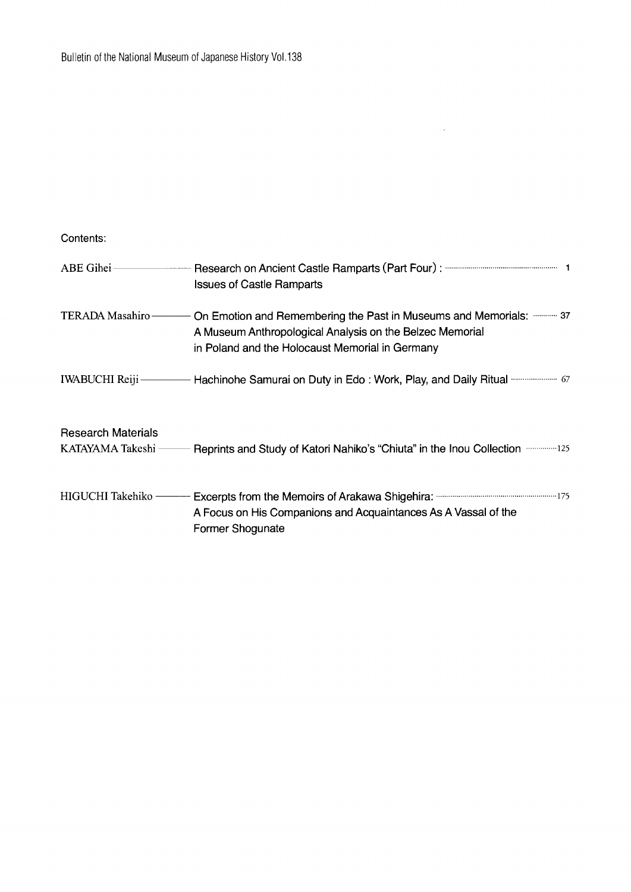Bulletin of the National Museum of Japanese History Vol.138

Contents:

ABE Gihei — Research on Ancient Castle Ramparts (Part Four) : Issues of Castle Ramparts ......... 1

TERADA Masahiro — On Emotion and Remembering the Past in Museums and Memorials: A Museum Anthropological Analysis on the Belzec Memorial in Poland and the Holocaust Memorial in Germany ......... 37

IWABUCHI Reiji — Hachinohe Samurai on Duty in Edo : Work, Play, and Daily Ritual ......... 67

Research Materials

KATAYAMA Takeshi — Reprints and Study of Katori Nahiko's "Chiuta" in the Inou Collection ......... 125

HIGUCHI Takehiko — Excerpts from the Memoirs of Arakawa Shigehira: A Focus on His Companions and Acquaintances As A Vassal of the Former Shogunate ......... 175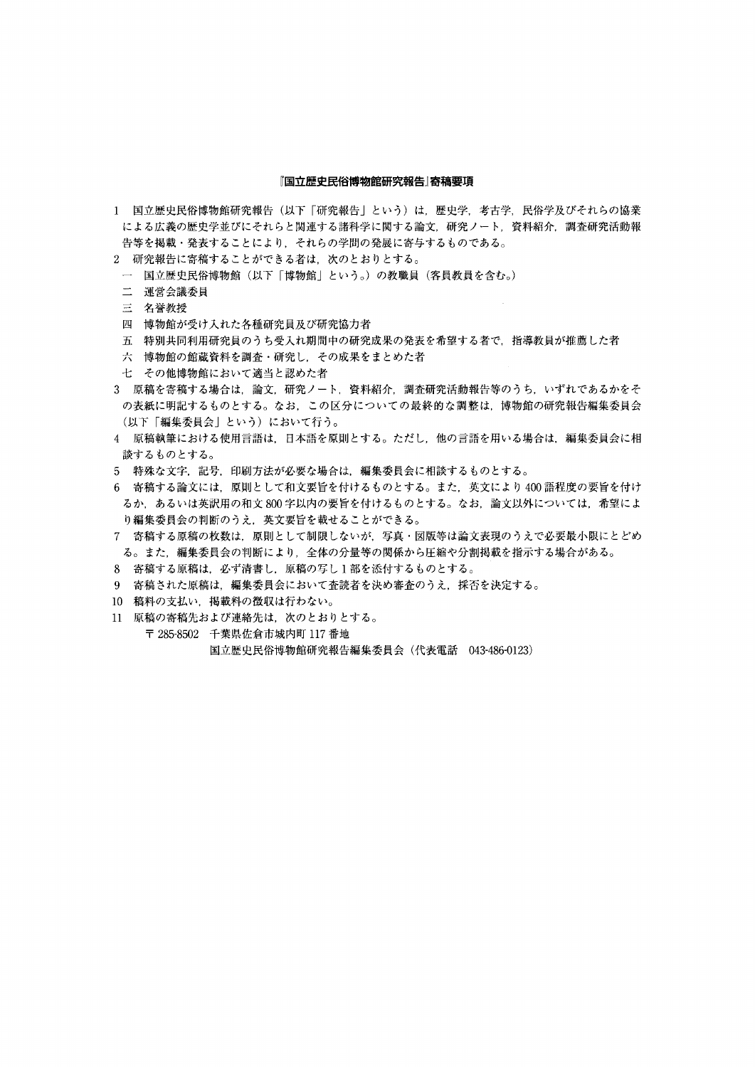## 『国立歴史民俗博物館研究報告』寄稿要項

1 国立歴史民俗博物館研究報告（以下「研究報告」という）は，歴史学，考古学，民俗学及びそれらの協業による広義の歴史学並びにそれらと関連する諸科学に関する論文，研究ノート，資料紹介，調査研究活動報告等を掲載・発表することにより，それらの学問の発展に寄与するものである。

2 研究報告に寄稿することができる者は，次のとおりとする。

一 国立歴史民俗博物館（以下「博物館」という。）の教職員（客員教員を含む。）

二 運営会議委員

三 名誉教授

四 博物館が受け入れた各種研究員及び研究協力者

五 特別共同利用研究員のうち受入れ期間中の研究成果の発表を希望する者で，指導教員が推薦した者

六 博物館の館蔵資料を調査・研究し，その成果をまとめた者

七 その他博物館において適当と認めた者

3 原稿を寄稿する場合は，論文，研究ノート，資料紹介，調査研究活動報告等のうち，いずれであるかをその表紙に明記するものとする。なお，この区分についての最終的な調整は，博物館の研究報告編集委員会（以下「編集委員会」という）において行う。

4 原稿執筆における使用言語は，日本語を原則とする。ただし，他の言語を用いる場合は，編集委員会に相談するものとする。

5 特殊な文字，記号，印刷方法が必要な場合は，編集委員会に相談するものとする。

6 寄稿する論文には，原則として和文要旨を付けるものとする。また，英文により 400 語程度の要旨を付けるか，あるいは英訳用の和文 800 字以内の要旨を付けるものとする。なお，論文以外については，希望により編集委員会の判断のうえ，英文要旨を載せることができる。

7 寄稿する原稿の枚数は，原則として制限しないが，写真・図版等は論文表現のうえで必要最小限にとどめる。また，編集委員会の判断により，全体の分量等の関係から圧縮や分割掲載を指示する場合がある。

8 寄稿する原稿は，必ず清書し，原稿の写し 1 部を添付するものとする。

9 寄稿された原稿は，編集委員会において査読者を決め審査のうえ，採否を決定する。

10 稿料の支払い，掲載料の徴収は行わない。

11 原稿の寄稿先および連絡先は，次のとおりとする。

〒 285-8502 千葉県佐倉市城内町 117 番地

国立歴史民俗博物館研究報告編集委員会（代表電話 043-486-0123）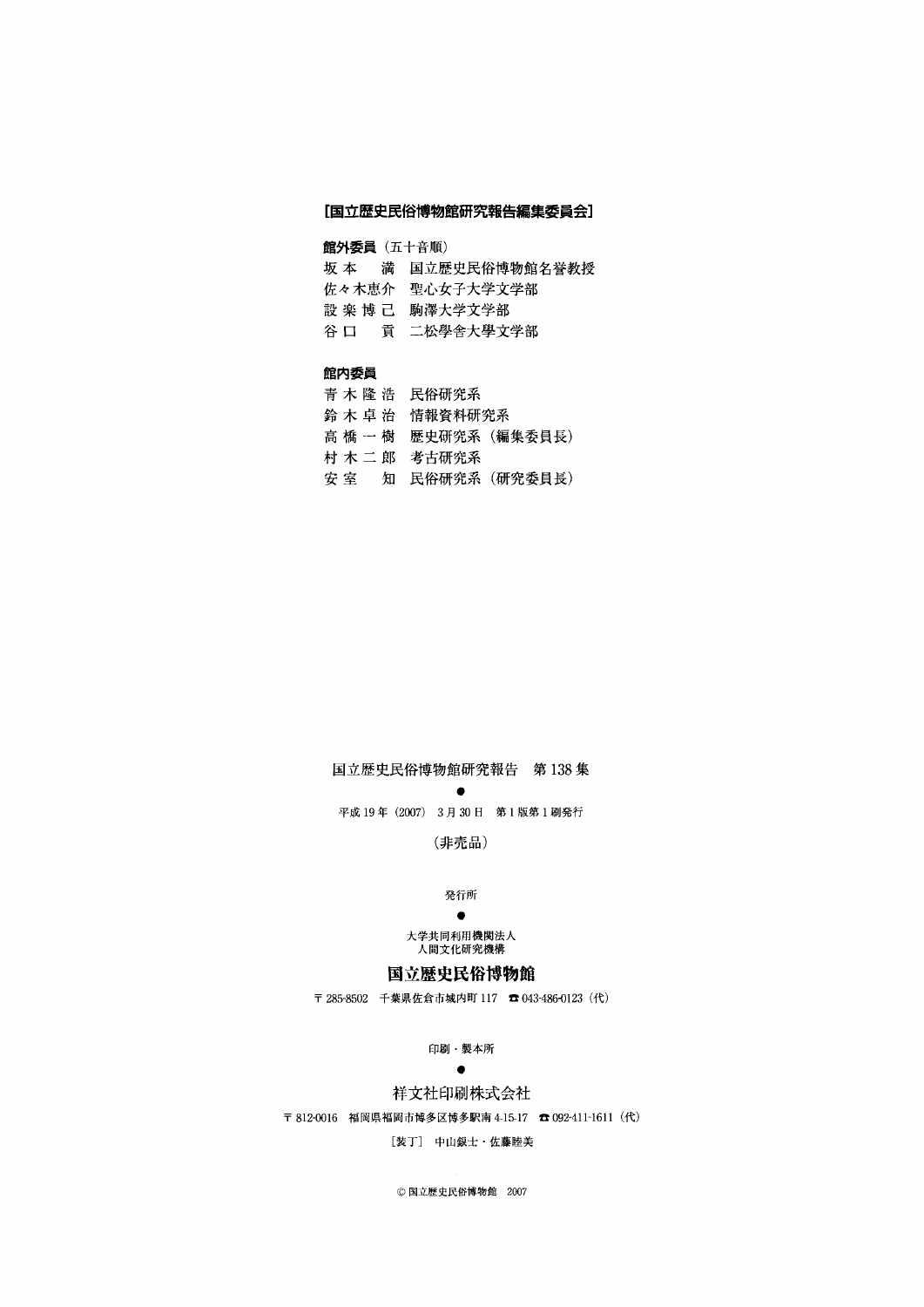**[国立歴史民俗博物館研究報告編集委員会]**

**館外委員**（五十音順）

坂本　満　国立歴史民俗博物館名誉教授
佐々木恵介　聖心女子大学文学部
設楽博己　駒澤大学文学部
谷口　貢　二松學舍大學文学部

**館内委員**

青木隆浩　民俗研究系
鈴木卓治　情報資料研究系
高橋一樹　歴史研究系（編集委員長）
村木二郎　考古研究系
安室　知　民俗研究系（研究委員長）

国立歴史民俗博物館研究報告　第138集

●

平成19年（2007）3月30日　第1版第1刷発行

（非売品）

発行所

●

大学共同利用機関法人
人間文化研究機構

**国立歴史民俗博物館**

〒285-8502　千葉県佐倉市城内町117　☎043-486-0123（代）

印刷・製本所

●

祥文社印刷株式会社

〒812-0016　福岡県福岡市博多区博多駅南4-15-17　☎092-411-1611（代）

［装丁］　中山銀士・佐藤睦美

© 国立歴史民俗博物館　2007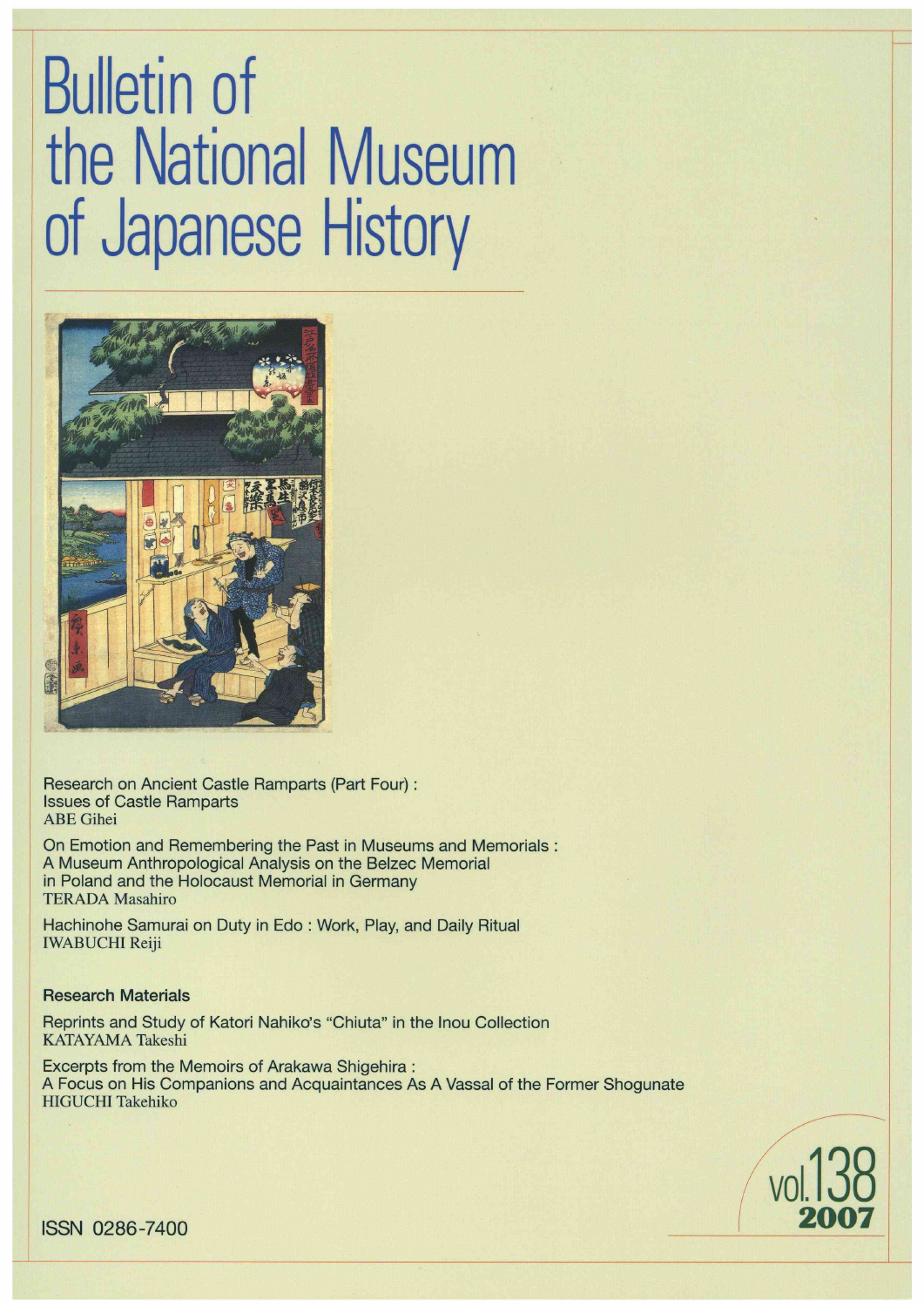# Bulletin of the National Museum of Japanese History

Research on Ancient Castle Ramparts (Part Four) : Issues of Castle Ramparts
ABE Gihei

On Emotion and Remembering the Past in Museums and Memorials : A Museum Anthropological Analysis on the Belzec Memorial in Poland and the Holocaust Memorial in Germany
TERADA Masahiro

Hachinohe Samurai on Duty in Edo : Work, Play, and Daily Ritual
IWABUCHI Reiji

**Research Materials**

Reprints and Study of Katori Nahiko's "Chiuta" in the Inou Collection
KATAYAMA Takeshi

Excerpts from the Memoirs of Arakawa Shigehira : A Focus on His Companions and Acquaintances As A Vassal of the Former Shogunate
HIGUCHI Takehiko

vol.138
**2007**

ISSN 0286-7400